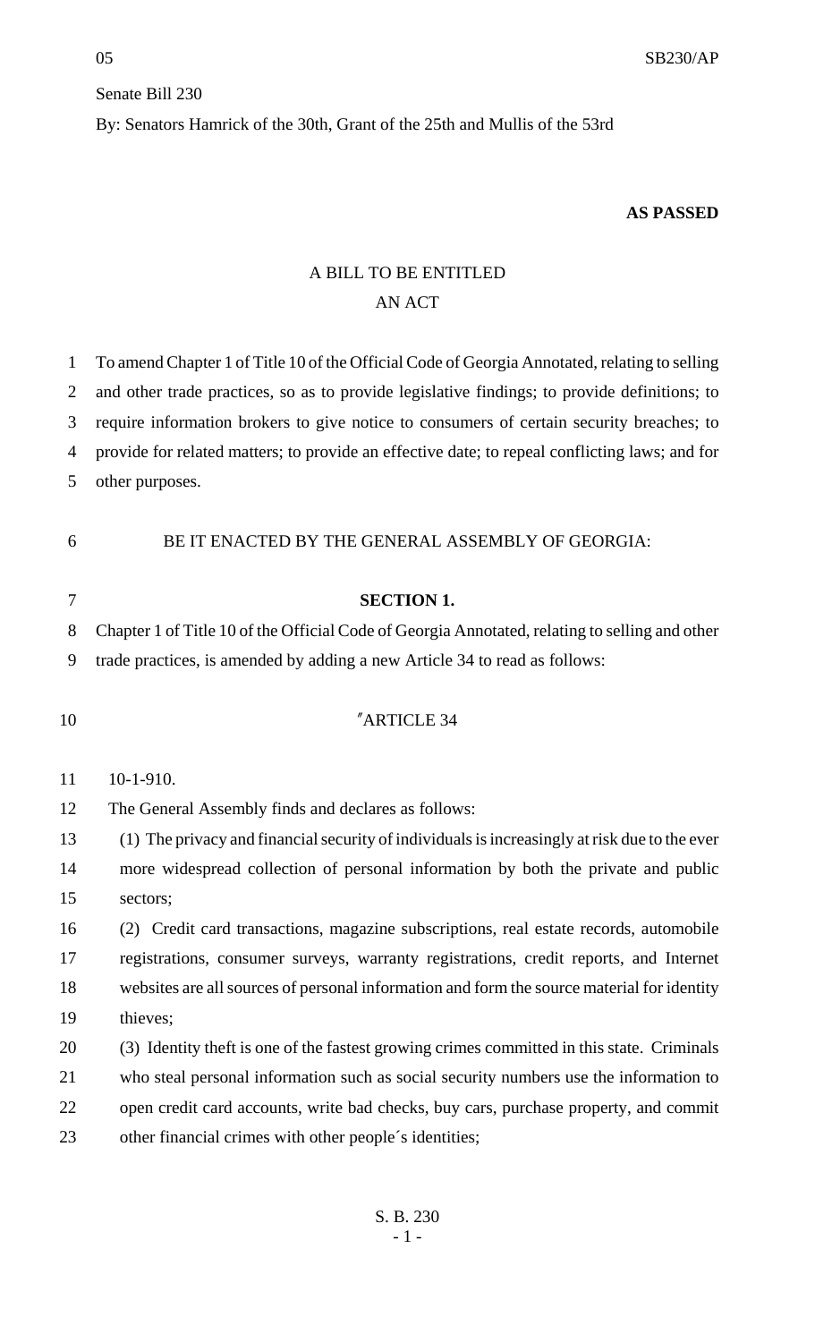Senate Bill 230

By: Senators Hamrick of the 30th, Grant of the 25th and Mullis of the 53rd

**AS PASSED**

A BILL TO BE ENTITLED

AN ACT

To amend Chapter 1 of Title 10 of the Official Code of Georgia Annotated, relating to selling and other trade practices, so as to provide legislative findings; to provide definitions; to require information brokers to give notice to consumers of certain security breaches; to provide for related matters; to provide an effective date; to repeal conflicting laws; and for other purposes.

BE IT ENACTED BY THE GENERAL ASSEMBLY OF GEORGIA:

**SECTION 1.**

Chapter 1 of Title 10 of the Official Code of Georgia Annotated, relating to selling and other trade practices, is amended by adding a new Article 34 to read as follows:

"ARTICLE 34

10-1-910.

The General Assembly finds and declares as follows:

(1) The privacy and financial security of individuals is increasingly at risk due to the ever more widespread collection of personal information by both the private and public sectors;

(2) Credit card transactions, magazine subscriptions, real estate records, automobile registrations, consumer surveys, warranty registrations, credit reports, and Internet websites are all sources of personal information and form the source material for identity thieves;

(3) Identity theft is one of the fastest growing crimes committed in this state. Criminals who steal personal information such as social security numbers use the information to open credit card accounts, write bad checks, buy cars, purchase property, and commit other financial crimes with other people´s identities;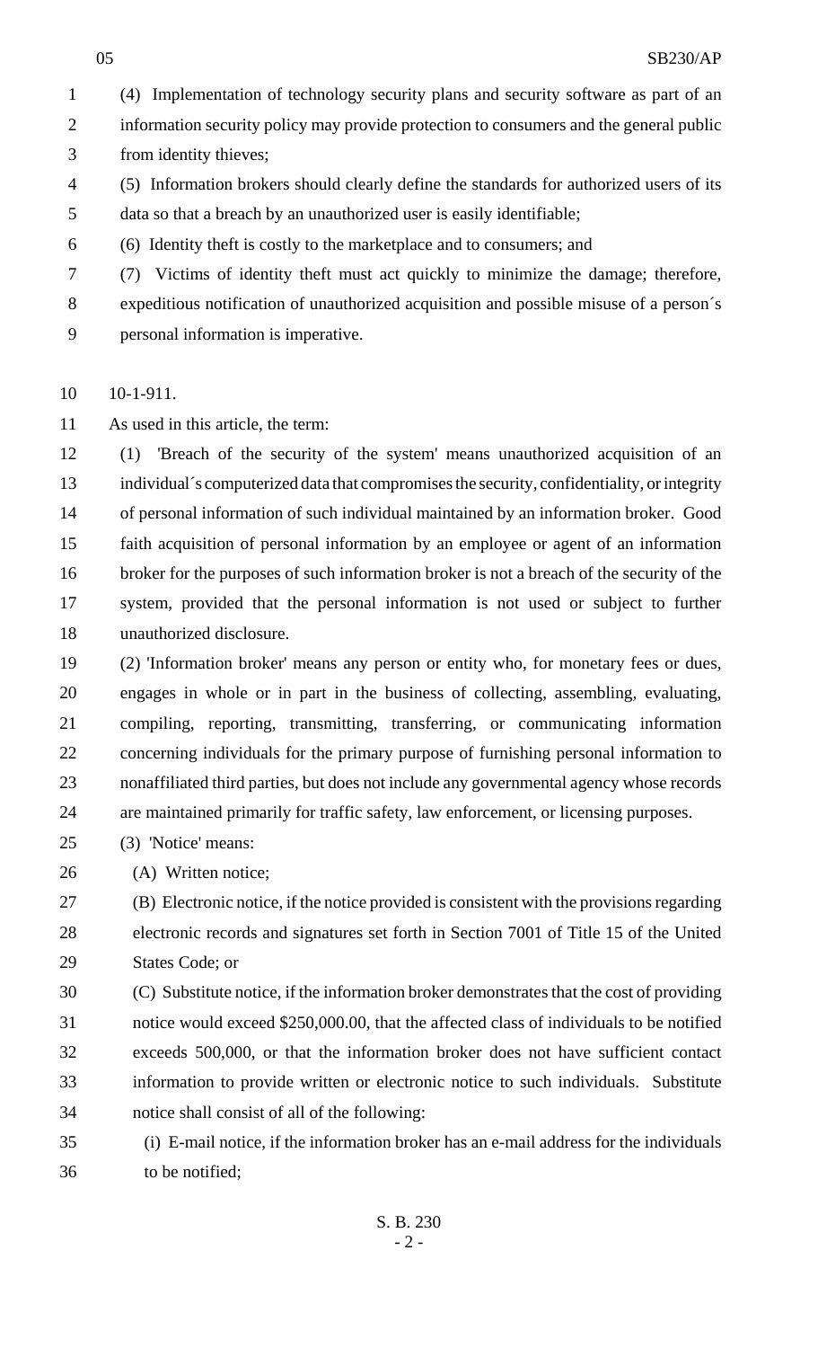(4) Implementation of technology security plans and security software as part of an information security policy may provide protection to consumers and the general public from identity thieves;

(5) Information brokers should clearly define the standards for authorized users of its data so that a breach by an unauthorized user is easily identifiable;

(6) Identity theft is costly to the marketplace and to consumers; and

(7) Victims of identity theft must act quickly to minimize the damage; therefore, expeditious notification of unauthorized acquisition and possible misuse of a person´s personal information is imperative.

10-1-911.

As used in this article, the term:

(1) 'Breach of the security of the system' means unauthorized acquisition of an individual´s computerized data that compromises the security, confidentiality, or integrity of personal information of such individual maintained by an information broker. Good faith acquisition of personal information by an employee or agent of an information broker for the purposes of such information broker is not a breach of the security of the system, provided that the personal information is not used or subject to further unauthorized disclosure.

(2) 'Information broker' means any person or entity who, for monetary fees or dues, engages in whole or in part in the business of collecting, assembling, evaluating, compiling, reporting, transmitting, transferring, or communicating information concerning individuals for the primary purpose of furnishing personal information to nonaffiliated third parties, but does not include any governmental agency whose records are maintained primarily for traffic safety, law enforcement, or licensing purposes.

(3) 'Notice' means:

(A) Written notice;

(B) Electronic notice, if the notice provided is consistent with the provisions regarding electronic records and signatures set forth in Section 7001 of Title 15 of the United States Code; or

(C) Substitute notice, if the information broker demonstrates that the cost of providing notice would exceed $250,000.00, that the affected class of individuals to be notified exceeds 500,000, or that the information broker does not have sufficient contact information to provide written or electronic notice to such individuals. Substitute notice shall consist of all of the following:

(i) E-mail notice, if the information broker has an e-mail address for the individuals to be notified;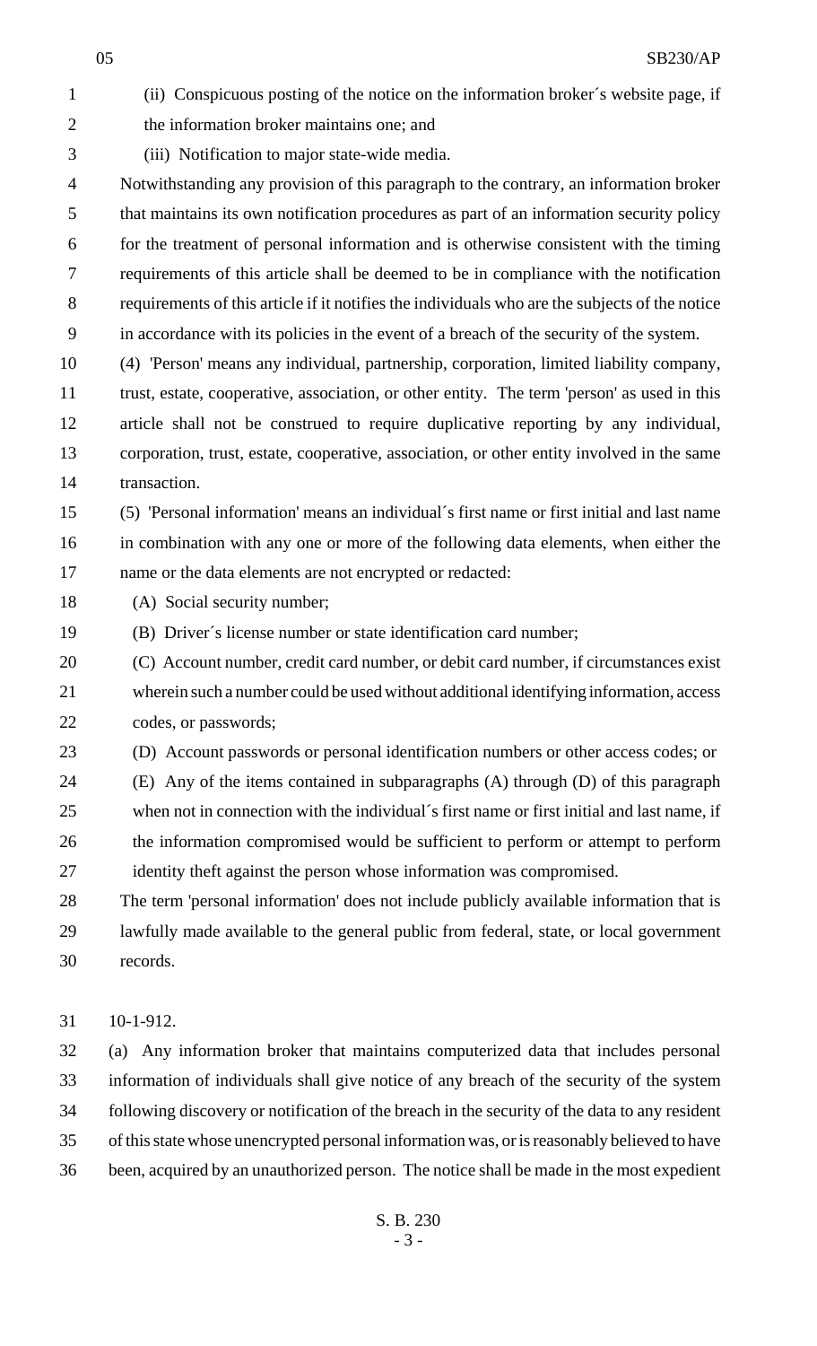(ii) Conspicuous posting of the notice on the information broker´s website page, if the information broker maintains one; and

(iii) Notification to major state-wide media.

Notwithstanding any provision of this paragraph to the contrary, an information broker that maintains its own notification procedures as part of an information security policy for the treatment of personal information and is otherwise consistent with the timing requirements of this article shall be deemed to be in compliance with the notification requirements of this article if it notifies the individuals who are the subjects of the notice in accordance with its policies in the event of a breach of the security of the system.

(4) 'Person' means any individual, partnership, corporation, limited liability company, trust, estate, cooperative, association, or other entity. The term 'person' as used in this article shall not be construed to require duplicative reporting by any individual, corporation, trust, estate, cooperative, association, or other entity involved in the same transaction.

(5) 'Personal information' means an individual´s first name or first initial and last name in combination with any one or more of the following data elements, when either the name or the data elements are not encrypted or redacted:

(A) Social security number;

(B) Driver´s license number or state identification card number;

(C) Account number, credit card number, or debit card number, if circumstances exist wherein such a number could be used without additional identifying information, access codes, or passwords;

(D) Account passwords or personal identification numbers or other access codes; or

(E) Any of the items contained in subparagraphs (A) through (D) of this paragraph when not in connection with the individual´s first name or first initial and last name, if the information compromised would be sufficient to perform or attempt to perform identity theft against the person whose information was compromised.

The term 'personal information' does not include publicly available information that is lawfully made available to the general public from federal, state, or local government records.

10-1-912.

(a) Any information broker that maintains computerized data that includes personal information of individuals shall give notice of any breach of the security of the system following discovery or notification of the breach in the security of the data to any resident of this state whose unencrypted personal information was, or is reasonably believed to have been, acquired by an unauthorized person. The notice shall be made in the most expedient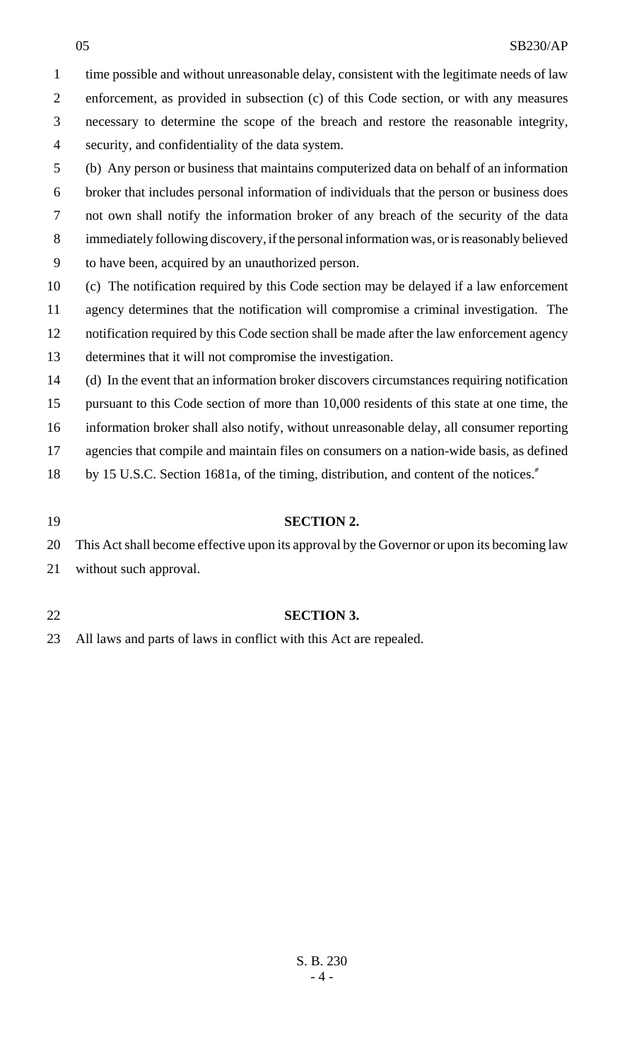time possible and without unreasonable delay, consistent with the legitimate needs of law enforcement, as provided in subsection (c) of this Code section, or with any measures necessary to determine the scope of the breach and restore the reasonable integrity, security, and confidentiality of the data system.

(b) Any person or business that maintains computerized data on behalf of an information broker that includes personal information of individuals that the person or business does not own shall notify the information broker of any breach of the security of the data immediately following discovery, if the personal information was, or is reasonably believed to have been, acquired by an unauthorized person.

(c) The notification required by this Code section may be delayed if a law enforcement agency determines that the notification will compromise a criminal investigation. The notification required by this Code section shall be made after the law enforcement agency determines that it will not compromise the investigation.

(d) In the event that an information broker discovers circumstances requiring notification pursuant to this Code section of more than 10,000 residents of this state at one time, the information broker shall also notify, without unreasonable delay, all consumer reporting agencies that compile and maintain files on consumers on a nation-wide basis, as defined by 15 U.S.C. Section 1681a, of the timing, distribution, and content of the notices.″

**SECTION 2.**

This Act shall become effective upon its approval by the Governor or upon its becoming law without such approval.

**SECTION 3.**

All laws and parts of laws in conflict with this Act are repealed.